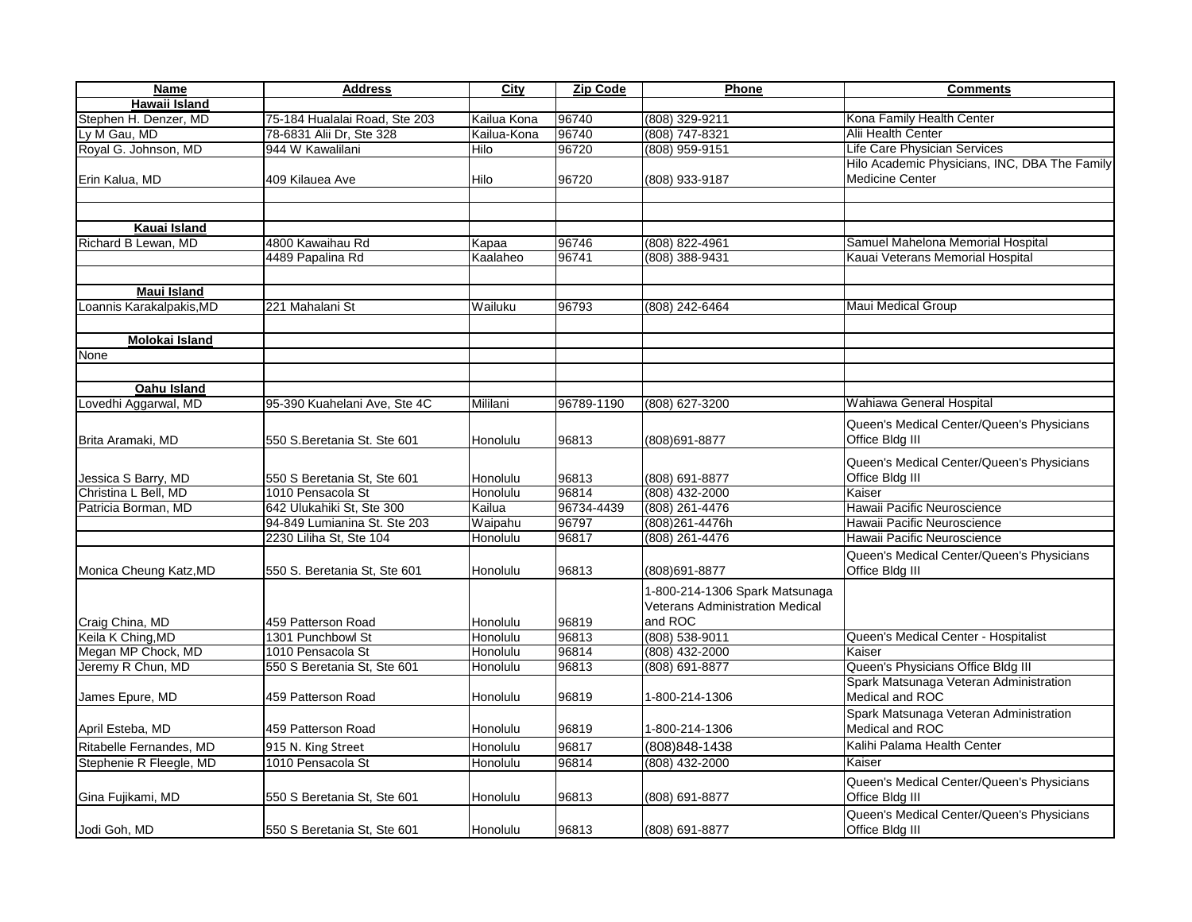| Name | Address | City | Zip Code | Phone | Comments |
|---|---|---|---|---|---|
| **Hawaii Island** | | | | | |
| Stephen H. Denzer, MD | 75-184 Hualalai Road, Ste 203 | Kailua Kona | 96740 | (808) 329-9211 | Kona Family Health Center |
| Ly M Gau, MD | 78-6831 Alii Dr, Ste 328 | Kailua-Kona | 96740 | (808) 747-8321 | Alii Health Center |
| Royal G. Johnson, MD | 944 W Kawalilani | Hilo | 96720 | (808) 959-9151 | Life Care Physician Services |
| Erin Kalua, MD | 409 Kilauea Ave | Hilo | 96720 | (808) 933-9187 | Hilo Academic Physicians, INC, DBA The Family Medicine Center |
| | | | | | |
| | | | | | |
| **Kauai Island** | | | | | |
| Richard B Lewan, MD | 4800 Kawaihau Rd | Kapaa | 96746 | (808) 822-4961 | Samuel Mahelona Memorial Hospital |
| | 4489 Papalina Rd | Kaalaheo | 96741 | (808) 388-9431 | Kauai Veterans Memorial Hospital |
| | | | | | |
| **Maui Island** | | | | | |
| Loannis Karakalpakis,MD | 221 Mahalani St | Wailuku | 96793 | (808) 242-6464 | Maui Medical Group |
| | | | | | |
| **Molokai Island** | | | | | |
| None | | | | | |
| | | | | | |
| **Oahu Island** | | | | | |
| Lovedhi Aggarwal, MD | 95-390 Kuahelani Ave, Ste 4C | Mililani | 96789-1190 | (808) 627-3200 | Wahiawa General Hospital |
| Brita Aramaki, MD | 550 S.Beretania St. Ste 601 | Honolulu | 96813 | (808)691-8877 | Queen's Medical Center/Queen's Physicians Office Bldg III |
| Jessica S Barry, MD | 550 S Beretania St, Ste 601 | Honolulu | 96813 | (808) 691-8877 | Queen's Medical Center/Queen's Physicians Office Bldg III |
| Christina L Bell, MD | 1010 Pensacola St | Honolulu | 96814 | (808) 432-2000 | Kaiser |
| Patricia Borman, MD | 642 Ulukahiki St, Ste 300 | Kailua | 96734-4439 | (808) 261-4476 | Hawaii Pacific Neuroscience |
| | 94-849 Lumianina St. Ste 203 | Waipahu | 96797 | (808)261-4476h | Hawaii Pacific Neuroscience |
| | 2230 Liliha St, Ste 104 | Honolulu | 96817 | (808) 261-4476 | Hawaii Pacific Neuroscience |
| Monica Cheung Katz,MD | 550 S. Beretania St, Ste 601 | Honolulu | 96813 | (808)691-8877 | Queen's Medical Center/Queen's Physicians Office Bldg III |
| Craig China, MD | 459 Patterson Road | Honolulu | 96819 | 1-800-214-1306 Spark Matsunaga Veterans Administration Medical and ROC | |
| Keila K Ching,MD | 1301 Punchbowl St | Honolulu | 96813 | (808) 538-9011 | Queen's Medical Center - Hospitalist |
| Megan MP Chock, MD | 1010 Pensacola St | Honolulu | 96814 | (808) 432-2000 | Kaiser |
| Jeremy R Chun, MD | 550 S Beretania St, Ste 601 | Honolulu | 96813 | (808) 691-8877 | Queen's Physicians Office Bldg III |
| James Epure, MD | 459 Patterson Road | Honolulu | 96819 | 1-800-214-1306 | Spark Matsunaga Veteran Administration Medical and ROC |
| April Esteba, MD | 459 Patterson Road | Honolulu | 96819 | 1-800-214-1306 | Spark Matsunaga Veteran Administration Medical and ROC |
| Ritabelle Fernandes, MD | 915 N. King Street | Honolulu | 96817 | (808)848-1438 | Kalihi Palama Health Center |
| Stephenie R Fleegle, MD | 1010 Pensacola St | Honolulu | 96814 | (808) 432-2000 | Kaiser |
| Gina Fujikami, MD | 550 S Beretania St, Ste 601 | Honolulu | 96813 | (808) 691-8877 | Queen's Medical Center/Queen's Physicians Office Bldg III |
| Jodi Goh, MD | 550 S Beretania St, Ste 601 | Honolulu | 96813 | (808) 691-8877 | Queen's Medical Center/Queen's Physicians Office Bldg III |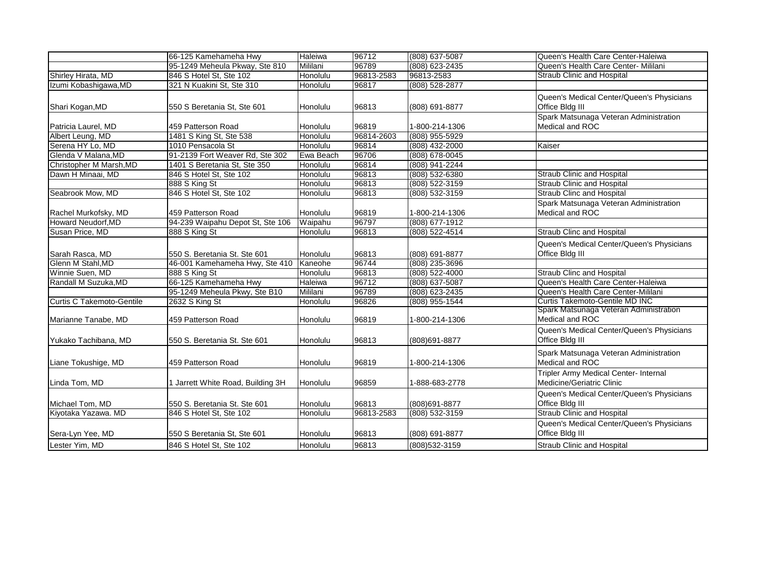| | | | | | |
|---|---|---|---|---|---|
| | 66-125 Kamehameha Hwy | Haleiwa | 96712 | (808) 637-5087 | Queen's Health Care Center-Haleiwa |
| | 95-1249 Meheula Pkway, Ste 810 | Mililani | 96789 | (808) 623-2435 | Queen's Health Care Center- Mililani |
| Shirley Hirata, MD | 846 S Hotel St, Ste 102 | Honolulu | 96813-2583 | 96813-2583 | Straub Clinic and Hospital |
| Izumi Kobashigawa,MD | 321 N Kuakini St, Ste 310 | Honolulu | 96817 | (808) 528-2877 | |
| Shari Kogan,MD | 550 S Beretania St, Ste 601 | Honolulu | 96813 | (808) 691-8877 | Queen's Medical Center/Queen's Physicians Office Bldg III |
| Patricia Laurel, MD | 459 Patterson Road | Honolulu | 96819 | 1-800-214-1306 | Spark Matsunaga Veteran Administration Medical and ROC |
| Albert Leung, MD | 1481 S King St, Ste 538 | Honolulu | 96814-2603 | (808) 955-5929 | |
| Serena HY Lo, MD | 1010 Pensacola St | Honolulu | 96814 | (808) 432-2000 | Kaiser |
| Glenda V Malana,MD | 91-2139 Fort Weaver Rd, Ste 302 | Ewa Beach | 96706 | (808) 678-0045 | |
| Christopher M Marsh,MD | 1401 S Beretania St, Ste 350 | Honolulu | 96814 | (808) 941-2244 | |
| Dawn H Minaai, MD | 846 S Hotel St, Ste 102 | Honolulu | 96813 | (808) 532-6380 | Straub Clinic and Hospital |
| | 888 S King St | Honolulu | 96813 | (808) 522-3159 | Straub Clinic and Hospital |
| Seabrook Mow, MD | 846 S Hotel St, Ste 102 | Honolulu | 96813 | (808) 532-3159 | Straub Clinc and Hospital |
| Rachel Murkofsky, MD | 459 Patterson Road | Honolulu | 96819 | 1-800-214-1306 | Spark Matsunaga Veteran Administration Medical and ROC |
| Howard Neudorf,MD | 94-239 Waipahu Depot St, Ste 106 | Waipahu | 96797 | (808) 677-1912 | |
| Susan Price, MD | 888 S King St | Honolulu | 96813 | (808) 522-4514 | Straub Clinc and Hospital |
| Sarah Rasca, MD | 550 S. Beretania St. Ste 601 | Honolulu | 96813 | (808) 691-8877 | Queen's Medical Center/Queen's Physicians Office Bldg III |
| Glenn M Stahl,MD | 46-001 Kamehameha Hwy, Ste 410 | Kaneohe | 96744 | (808) 235-3696 | |
| Winnie Suen, MD | 888 S King St | Honolulu | 96813 | (808) 522-4000 | Straub Clinc and Hospital |
| Randall M Suzuka,MD | 66-125 Kamehameha Hwy | Haleiwa | 96712 | (808) 637-5087 | Queen's Health Care Center-Haleiwa |
| | 95-1249 Meheula Pkwy, Ste B10 | Mililani | 96789 | (808) 623-2435 | Queen's Health Care Center-Mililani |
| Curtis C Takemoto-Gentile | 2632 S King St | Honolulu | 96826 | (808) 955-1544 | Curtis Takemoto-Gentile MD INC |
| Marianne Tanabe, MD | 459 Patterson Road | Honolulu | 96819 | 1-800-214-1306 | Spark Matsunaga Veteran Administration Medical and ROC |
| Yukako Tachibana, MD | 550 S. Beretania St. Ste 601 | Honolulu | 96813 | (808)691-8877 | Queen's Medical Center/Queen's Physicians Office Bldg III |
| Liane Tokushige, MD | 459 Patterson Road | Honolulu | 96819 | 1-800-214-1306 | Spark Matsunaga Veteran Administration Medical and ROC |
| Linda Tom, MD | 1 Jarrett White Road, Building 3H | Honolulu | 96859 | 1-888-683-2778 | Tripler Army Medical Center- Internal Medicine/Geriatric Clinic |
| Michael Tom, MD | 550 S. Beretania St. Ste 601 | Honolulu | 96813 | (808)691-8877 | Queen's Medical Center/Queen's Physicians Office Bldg III |
| Kiyotaka Yazawa. MD | 846 S Hotel St, Ste 102 | Honolulu | 96813-2583 | (808) 532-3159 | Straub Clinic and Hospital |
| Sera-Lyn Yee, MD | 550 S Beretania St, Ste 601 | Honolulu | 96813 | (808) 691-8877 | Queen's Medical Center/Queen's Physicians Office Bldg III |
| Lester Yim, MD | 846 S Hotel St, Ste 102 | Honolulu | 96813 | (808)532-3159 | Straub Clinic and Hospital |